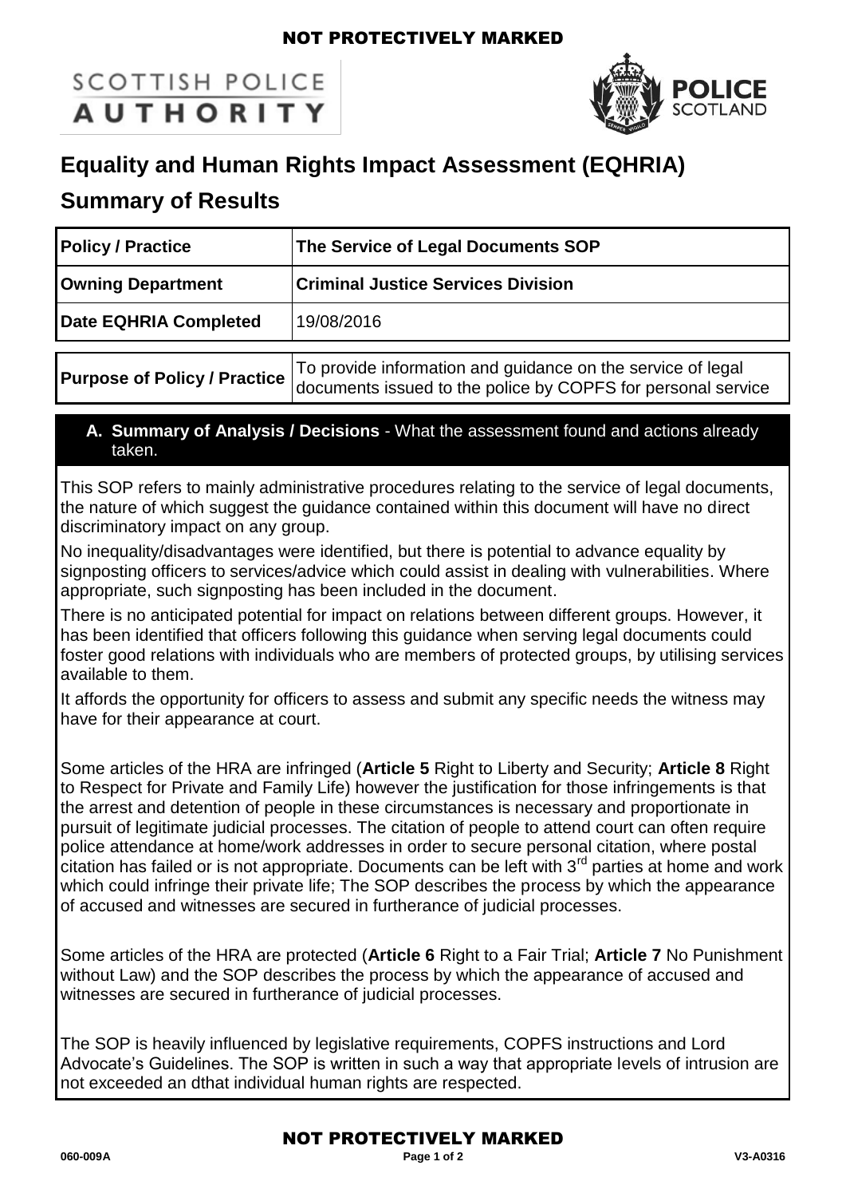NOT PROTECTIVELY MARKED

SCOTTISH POLICE AUTHORITY

POLICE SCOTLAND

# Equality and Human Rights Impact Assessment (EQHRIA)

## Summary of Results

| **Policy / Practice** | **The Service of Legal Documents SOP** |
|---|---|
| **Owning Department** | **Criminal Justice Services Division** |
| **Date EQHRIA Completed** | 19/08/2016 |

| **Purpose of Policy / Practice** | To provide information and guidance on the service of legal documents issued to the police by COPFS for personal service |
|---|---|

### A. Summary of Analysis / Decisions - What the assessment found and actions already taken.

This SOP refers to mainly administrative procedures relating to the service of legal documents, the nature of which suggest the guidance contained within this document will have no direct discriminatory impact on any group.

No inequality/disadvantages were identified, but there is potential to advance equality by signposting officers to services/advice which could assist in dealing with vulnerabilities. Where appropriate, such signposting has been included in the document.

There is no anticipated potential for impact on relations between different groups. However, it has been identified that officers following this guidance when serving legal documents could foster good relations with individuals who are members of protected groups, by utilising services available to them.

It affords the opportunity for officers to assess and submit any specific needs the witness may have for their appearance at court.

Some articles of the HRA are infringed (**Article 5** Right to Liberty and Security; **Article 8** Right to Respect for Private and Family Life) however the justification for those infringements is that the arrest and detention of people in these circumstances is necessary and proportionate in pursuit of legitimate judicial processes. The citation of people to attend court can often require police attendance at home/work addresses in order to secure personal citation, where postal citation has failed or is not appropriate. Documents can be left with 3rd parties at home and work which could infringe their private life; The SOP describes the process by which the appearance of accused and witnesses are secured in furtherance of judicial processes.

Some articles of the HRA are protected (**Article 6** Right to a Fair Trial; **Article 7** No Punishment without Law) and the SOP describes the process by which the appearance of accused and witnesses are secured in furtherance of judicial processes.

The SOP is heavily influenced by legislative requirements, COPFS instructions and Lord Advocate's Guidelines. The SOP is written in such a way that appropriate levels of intrusion are not exceeded an dthat individual human rights are respected.

NOT PROTECTIVELY MARKED

060-009A V3-A0316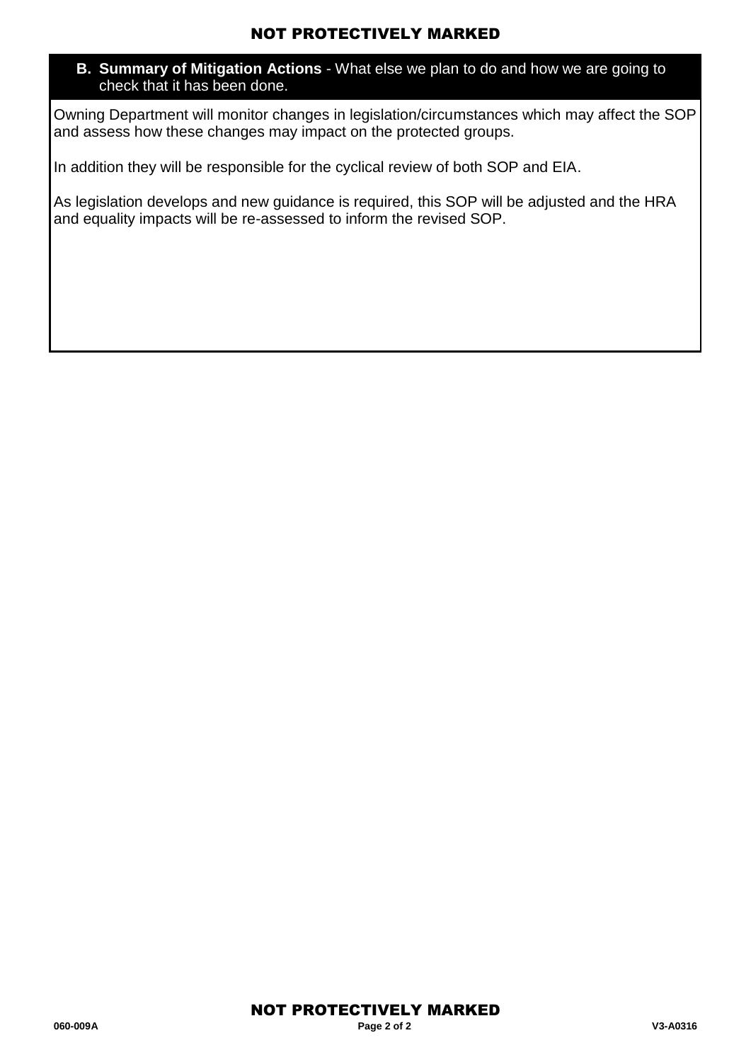**B. Summary of Mitigation Actions** - What else we plan to do and how we are going to check that it has been done.

Owning Department will monitor changes in legislation/circumstances which may affect the SOP and assess how these changes may impact on the protected groups.

In addition they will be responsible for the cyclical review of both SOP and EIA.

As legislation develops and new guidance is required, this SOP will be adjusted and the HRA and equality impacts will be re-assessed to inform the revised SOP.